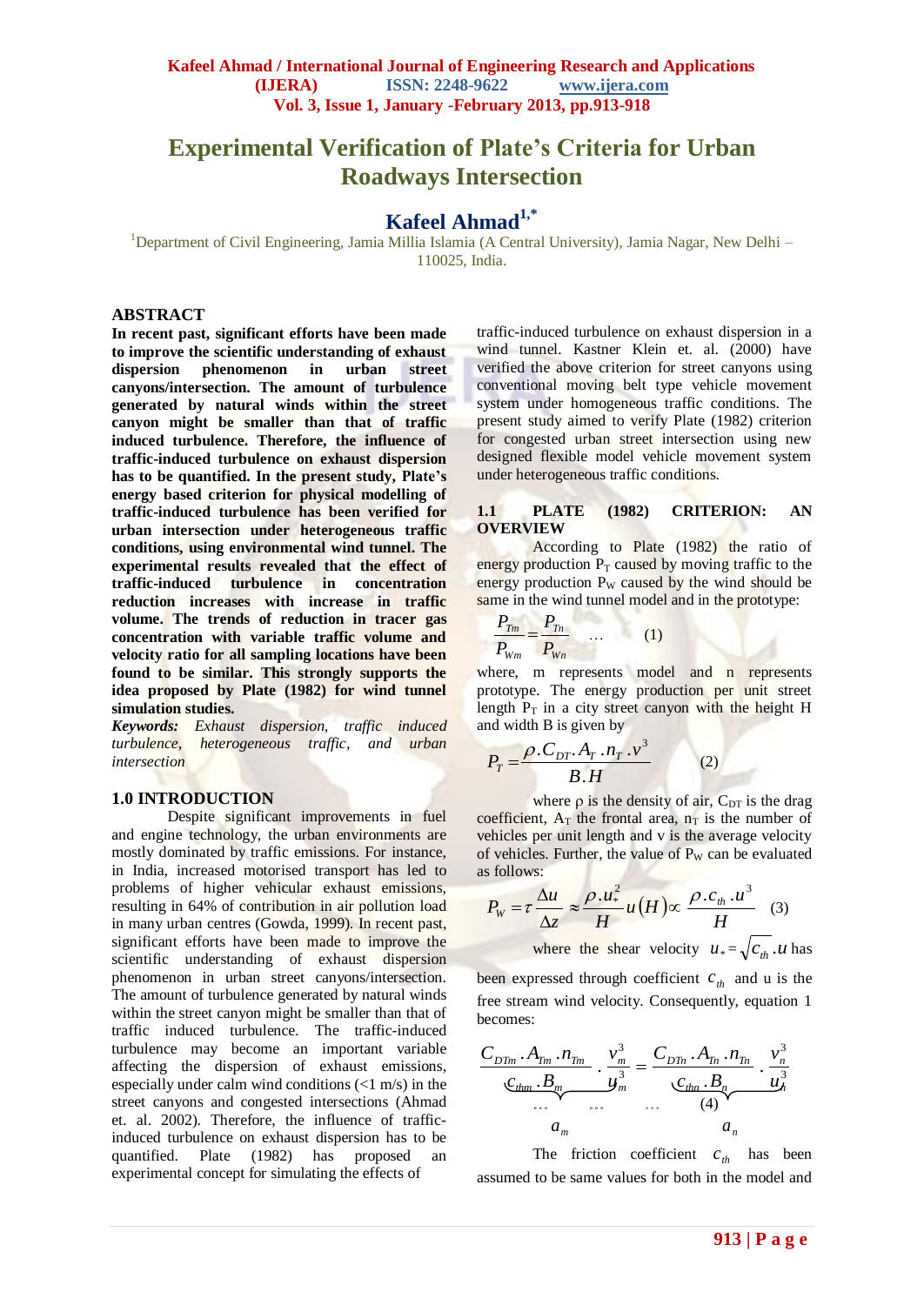# Experimental Verification of Plate's Criteria for Urban Roadways Intersection

**Kafeel Ahmad**[1,*]

[1]Department of Civil Engineering, Jamia Millia Islamia (A Central University), Jamia Nagar, New Delhi – 110025, India.

## ABSTRACT

**In recent past, significant efforts have been made to improve the scientific understanding of exhaust dispersion phenomenon in urban street canyons/intersection. The amount of turbulence generated by natural winds within the street canyon might be smaller than that of traffic induced turbulence. Therefore, the influence of traffic-induced turbulence on exhaust dispersion has to be quantified. In the present study, Plate's energy based criterion for physical modelling of traffic-induced turbulence has been verified for urban intersection under heterogeneous traffic conditions, using environmental wind tunnel. The experimental results revealed that the effect of traffic-induced turbulence in concentration reduction increases with increase in traffic volume. The trends of reduction in tracer gas concentration with variable traffic volume and velocity ratio for all sampling locations have been found to be similar. This strongly supports the idea proposed by Plate (1982) for wind tunnel simulation studies.**

***Keywords:*** *Exhaust dispersion, traffic induced turbulence, heterogeneous traffic, and urban intersection*

## 1.0 INTRODUCTION

Despite significant improvements in fuel and engine technology, the urban environments are mostly dominated by traffic emissions. For instance, in India, increased motorised transport has led to problems of higher vehicular exhaust emissions, resulting in 64% of contribution in air pollution load in many urban centres (Gowda, 1999). In recent past, significant efforts have been made to improve the scientific understanding of exhaust dispersion phenomenon in urban street canyons/intersection. The amount of turbulence generated by natural winds within the street canyon might be smaller than that of traffic induced turbulence. The traffic-induced turbulence may become an important variable affecting the dispersion of exhaust emissions, especially under calm wind conditions (<1 m/s) in the street canyons and congested intersections (Ahmad et. al. 2002). Therefore, the influence of traffic-induced turbulence on exhaust dispersion has to be quantified. Plate (1982) has proposed an experimental concept for simulating the effects of traffic-induced turbulence on exhaust dispersion in a wind tunnel. Kastner Klein et. al. (2000) have verified the above criterion for street canyons using conventional moving belt type vehicle movement system under homogeneous traffic conditions. The present study aimed to verify Plate (1982) criterion for congested urban street intersection using new designed flexible model vehicle movement system under heterogeneous traffic conditions.

### 1.1 PLATE (1982) CRITERION: AN OVERVIEW

According to Plate (1982) the ratio of energy production $P_T$ caused by moving traffic to the energy production $P_W$ caused by the wind should be same in the wind tunnel model and in the prototype:

$$\frac{P_{Tm}}{P_{Wm}} = \frac{P_{Tn}}{P_{Wn}} \quad \ldots \quad (1)$$

where, m represents model and n represents prototype. The energy production per unit street length $P_T$ in a city street canyon with the height H and width B is given by

$$P_T = \frac{\rho . C_{DT} . A_T . n_T . v^3}{B . H} \qquad (2)$$

where $\rho$ is the density of air, $C_{DT}$ is the drag coefficient, $A_T$ the frontal area, $n_T$ is the number of vehicles per unit length and v is the average velocity of vehicles. Further, the value of $P_W$ can be evaluated as follows:

$$P_W = \tau \frac{\Delta u}{\Delta z} \approx \frac{\rho . u_*^2}{H} u(H) \propto \frac{\rho . c_{th} . u^3}{H} \quad (3)$$

where the shear velocity $u_* = \sqrt{c_{th}} . u$ has been expressed through coefficient $c_{th}$ and u is the free stream wind velocity. Consequently, equation 1 becomes:

$$\underbrace{\frac{C_{DTm} . A_{Tm} . n_{Tm}}{c_{thm} . B_m} \cdot \frac{v_m^3}{u_m^3}}_{a_m} = \underbrace{\frac{C_{DTn} . A_{Tn} . n_{Tn}}{c_{thn} . B_n} \cdot \frac{v_n^3}{u_n^3}}_{a_n} \quad (4)$$

The friction coefficient $c_{th}$ has been assumed to be same values for both in the model and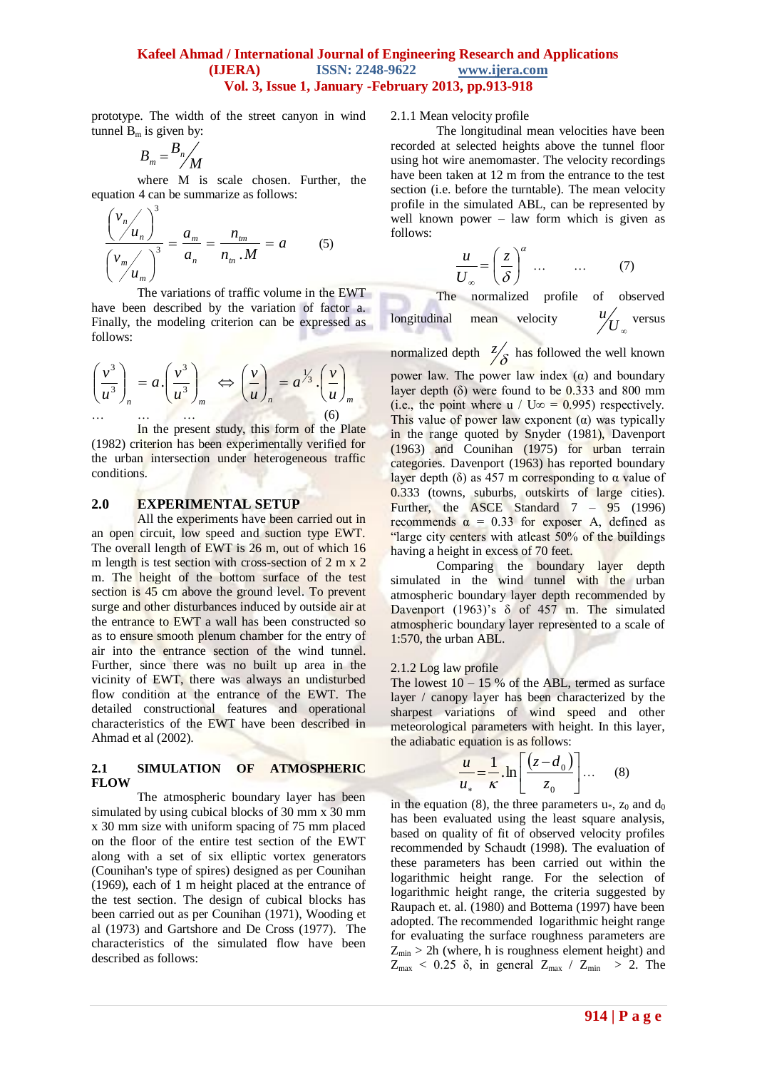prototype. The width of the street canyon in wind tunnel $B_m$ is given by:

$$B_m = B_n / M$$

where M is scale chosen. Further, the equation 4 can be summarize as follows:

$$\frac{\left(\frac{v_n}{u_n}\right)^3}{\left(\frac{v_m}{u_m}\right)^3} = \frac{a_m}{a_n} = \frac{n_{tm}}{n_{tn}.M} = a \qquad (5)$$

The variations of traffic volume in the EWT have been described by the variation of factor a. Finally, the modeling criterion can be expressed as follows:

$$\left(\frac{v^3}{u^3}\right)_n = a.\left(\frac{v^3}{u^3}\right)_m \Leftrightarrow \left(\frac{v}{u}\right)_n = a^{1/3}.\left(\frac{v}{u}\right)_m \quad \ldots \quad \ldots \quad \ldots \qquad (6)$$

In the present study, this form of the Plate (1982) criterion has been experimentally verified for the urban intersection under heterogeneous traffic conditions.

## 2.0 EXPERIMENTAL SETUP

All the experiments have been carried out in an open circuit, low speed and suction type EWT. The overall length of EWT is 26 m, out of which 16 m length is test section with cross-section of 2 m x 2 m. The height of the bottom surface of the test section is 45 cm above the ground level. To prevent surge and other disturbances induced by outside air at the entrance to EWT a wall has been constructed so as to ensure smooth plenum chamber for the entry of air into the entrance section of the wind tunnel. Further, since there was no built up area in the vicinity of EWT, there was always an undisturbed flow condition at the entrance of the EWT. The detailed constructional features and operational characteristics of the EWT have been described in Ahmad et al (2002).

### 2.1 SIMULATION OF ATMOSPHERIC FLOW

The atmospheric boundary layer has been simulated by using cubical blocks of 30 mm x 30 mm x 30 mm size with uniform spacing of 75 mm placed on the floor of the entire test section of the EWT along with a set of six elliptic vortex generators (Counihan's type of spires) designed as per Counihan (1969), each of 1 m height placed at the entrance of the test section. The design of cubical blocks has been carried out as per Counihan (1971), Wooding et al (1973) and Gartshore and De Cross (1977). The characteristics of the simulated flow have been described as follows:

#### 2.1.1 Mean velocity profile

The longitudinal mean velocities have been recorded at selected heights above the tunnel floor using hot wire anemomaster. The velocity recordings have been taken at 12 m from the entrance to the test section (i.e. before the turntable). The mean velocity profile in the simulated ABL, can be represented by well known power – law form which is given as follows:

$$\frac{u}{U_\infty} = \left(\frac{z}{\delta}\right)^\alpha \quad \ldots \quad \ldots \qquad (7)$$

The normalized profile of observed longitudinal mean velocity $u/U_\infty$ versus normalized depth $z/\delta$ has followed the well known power law. The power law index ($\alpha$) and boundary layer depth ($\delta$) were found to be 0.333 and 800 mm (i.e., the point where u / U∞ = 0.995) respectively. This value of power law exponent ($\alpha$) was typically in the range quoted by Snyder (1981), Davenport (1963) and Counihan (1975) for urban terrain categories. Davenport (1963) has reported boundary layer depth ($\delta$) as 457 m corresponding to $\alpha$ value of 0.333 (towns, suburbs, outskirts of large cities). Further, the ASCE Standard 7 – 95 (1996) recommends $\alpha$ = 0.33 for exposer A, defined as "large city centers with atleast 50% of the buildings having a height in excess of 70 feet.

Comparing the boundary layer depth simulated in the wind tunnel with the urban atmospheric boundary layer depth recommended by Davenport (1963)'s $\delta$ of 457 m. The simulated atmospheric boundary layer represented to a scale of 1:570, the urban ABL.

#### 2.1.2 Log law profile

The lowest 10 – 15 % of the ABL, termed as surface layer / canopy layer has been characterized by the sharpest variations of wind speed and other meteorological parameters with height. In this layer, the adiabatic equation is as follows:

$$\frac{u}{u_*} = \frac{1}{\kappa}.\ln\left[\frac{(z-d_0)}{z_0}\right] \ldots \qquad (8)$$

in the equation (8), the three parameters $u_*$, $z_0$ and $d_0$ has been evaluated using the least square analysis, based on quality of fit of observed velocity profiles recommended by Schaudt (1998). The evaluation of these parameters has been carried out within the logarithmic height range. For the selection of logarithmic height range, the criteria suggested by Raupach et. al. (1980) and Bottema (1997) have been adopted. The recommended logarithmic height range for evaluating the surface roughness parameters are $Z_{min} > 2h$ (where, h is roughness element height) and $Z_{max} < 0.25\ \delta$, in general $Z_{max} / Z_{min} > 2$. The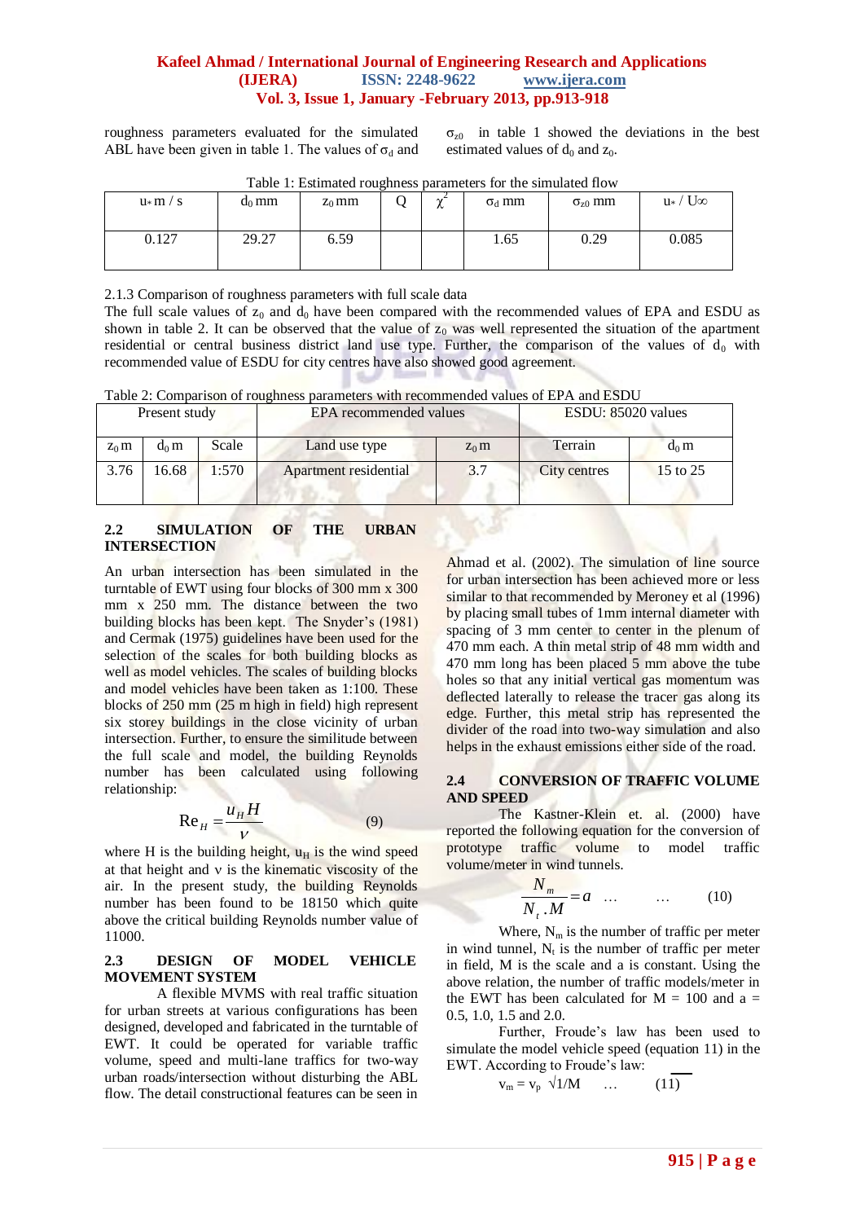roughness parameters evaluated for the simulated ABL have been given in table 1. The values of $\sigma_d$ and $\sigma_{z0}$ in table 1 showed the deviations in the best estimated values of $d_0$ and $z_0$.

Table 1: Estimated roughness parameters for the simulated flow

| $u_*$ m / s | $d_0$ mm | $z_0$ mm | Q | $\chi^2$ | $\sigma_d$ mm | $\sigma_{z0}$ mm | $u_* / U_\infty$ |
|---|---|---|---|---|---|---|---|
| 0.127 | 29.27 | 6.59 | | | 1.65 | 0.29 | 0.085 |

2.1.3 Comparison of roughness parameters with full scale data

The full scale values of $z_0$ and $d_0$ have been compared with the recommended values of EPA and ESDU as shown in table 2. It can be observed that the value of $z_0$ was well represented the situation of the apartment residential or central business district land use type. Further, the comparison of the values of $d_0$ with recommended value of ESDU for city centres have also showed good agreement.

Table 2: Comparison of roughness parameters with recommended values of EPA and ESDU

| Present study | | | EPA recommended values | | ESDU: 85020 values | |
|---|---|---|---|---|---|---|
| $z_0$ m | $d_0$ m | Scale | Land use type | $z_0$ m | Terrain | $d_0$ m |
| 3.76 | 16.68 | 1:570 | Apartment residential | 3.7 | City centres | 15 to 25 |

## 2.2 SIMULATION OF THE URBAN INTERSECTION

An urban intersection has been simulated in the turntable of EWT using four blocks of 300 mm x 300 mm x 250 mm. The distance between the two building blocks has been kept. The Snyder's (1981) and Cermak (1975) guidelines have been used for the selection of the scales for both building blocks as well as model vehicles. The scales of building blocks and model vehicles have been taken as 1:100. These blocks of 250 mm (25 m high in field) high represent six storey buildings in the close vicinity of urban intersection. Further, to ensure the similitude between the full scale and model, the building Reynolds number has been calculated using following relationship:

$$\mathrm{Re}_H = \frac{u_H H}{\nu} \qquad (9)$$

where H is the building height, $u_H$ is the wind speed at that height and ν is the kinematic viscosity of the air. In the present study, the building Reynolds number has been found to be 18150 which quite above the critical building Reynolds number value of 11000.

## 2.3 DESIGN OF MODEL VEHICLE MOVEMENT SYSTEM

A flexible MVMS with real traffic situation for urban streets at various configurations has been designed, developed and fabricated in the turntable of EWT. It could be operated for variable traffic volume, speed and multi-lane traffics for two-way urban roads/intersection without disturbing the ABL flow. The detail constructional features can be seen in Ahmad et al. (2002). The simulation of line source for urban intersection has been achieved more or less similar to that recommended by Meroney et al (1996) by placing small tubes of 1mm internal diameter with spacing of 3 mm center to center in the plenum of 470 mm each. A thin metal strip of 48 mm width and 470 mm long has been placed 5 mm above the tube holes so that any initial vertical gas momentum was deflected laterally to release the tracer gas along its edge. Further, this metal strip has represented the divider of the road into two-way simulation and also helps in the exhaust emissions either side of the road.

## 2.4 CONVERSION OF TRAFFIC VOLUME AND SPEED

The Kastner-Klein et. al. (2000) have reported the following equation for the conversion of prototype traffic volume to model traffic volume/meter in wind tunnels.

$$\frac{N_m}{N_t . M} = a \quad \ldots \quad \ldots \qquad (10)$$

Where, $N_m$ is the number of traffic per meter in wind tunnel, $N_t$ is the number of traffic per meter in field, M is the scale and a is constant. Using the above relation, the number of traffic models/meter in the EWT has been calculated for M = 100 and a = 0.5, 1.0, 1.5 and 2.0.

Further, Froude's law has been used to simulate the model vehicle speed (equation 11) in the EWT. According to Froude's law:

$$v_m = v_p \sqrt{1/M} \quad \ldots \qquad (11)$$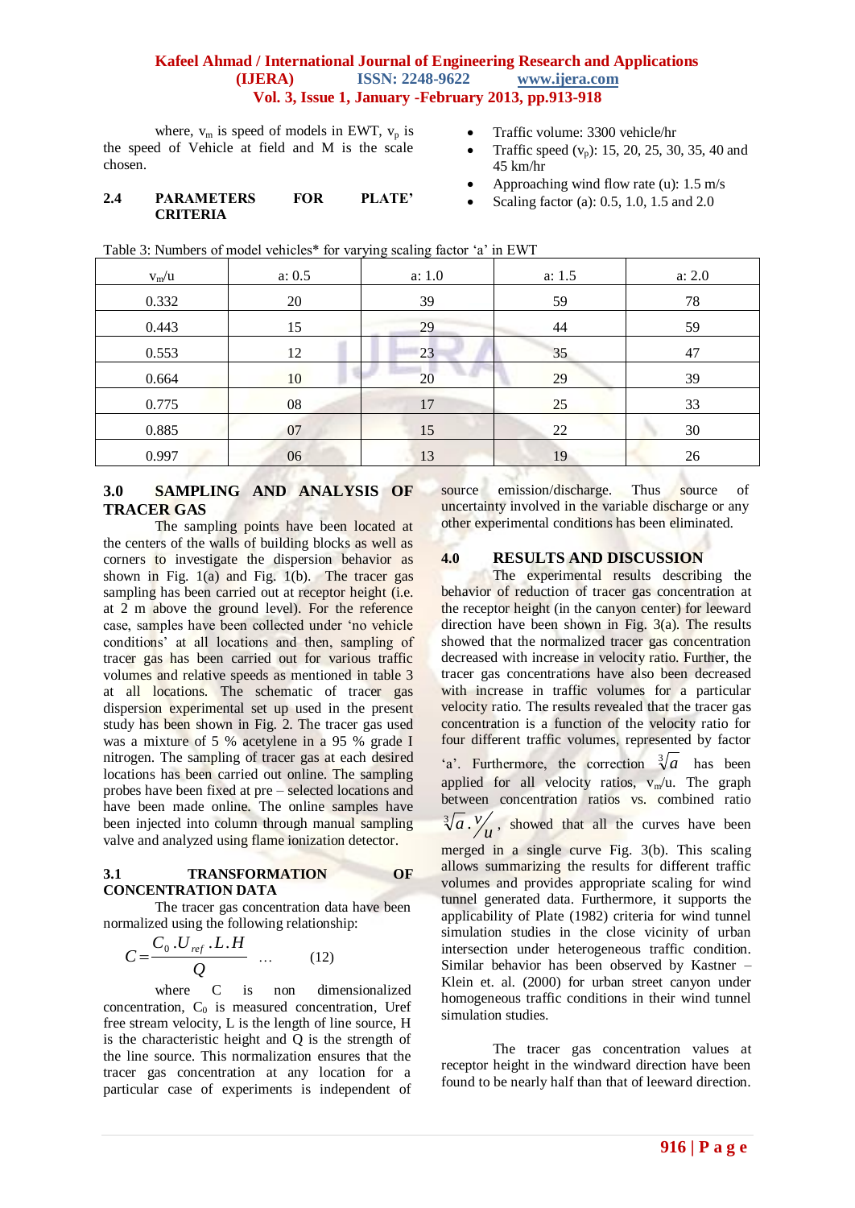where, $v_m$ is speed of models in EWT, $v_p$ is the speed of Vehicle at field and M is the scale chosen.

### 2.4 PARAMETERS FOR PLATE' CRITERIA

- Traffic volume: 3300 vehicle/hr
- Traffic speed ($v_p$): 15, 20, 25, 30, 35, 40 and 45 km/hr
- Approaching wind flow rate (u): 1.5 m/s
- Scaling factor (a): 0.5, 1.0, 1.5 and 2.0

Table 3: Numbers of model vehicles* for varying scaling factor 'a' in EWT

| $v_m$/u | a: 0.5 | a: 1.0 | a: 1.5 | a: 2.0 |
|---|---|---|---|---|
| 0.332 | 20 | 39 | 59 | 78 |
| 0.443 | 15 | 29 | 44 | 59 |
| 0.553 | 12 | 23 | 35 | 47 |
| 0.664 | 10 | 20 | 29 | 39 |
| 0.775 | 08 | 17 | 25 | 33 |
| 0.885 | 07 | 15 | 22 | 30 |
| 0.997 | 06 | 13 | 19 | 26 |

## 3.0 SAMPLING AND ANALYSIS OF TRACER GAS

The sampling points have been located at the centers of the walls of building blocks as well as corners to investigate the dispersion behavior as shown in Fig. 1(a) and Fig. 1(b). The tracer gas sampling has been carried out at receptor height (i.e. at 2 m above the ground level). For the reference case, samples have been collected under 'no vehicle conditions' at all locations and then, sampling of tracer gas has been carried out for various traffic volumes and relative speeds as mentioned in table 3 at all locations. The schematic of tracer gas dispersion experimental set up used in the present study has been shown in Fig. 2. The tracer gas used was a mixture of 5 % acetylene in a 95 % grade I nitrogen. The sampling of tracer gas at each desired locations has been carried out online. The sampling probes have been fixed at pre – selected locations and have been made online. The online samples have been injected into column through manual sampling valve and analyzed using flame ionization detector.

### 3.1 TRANSFORMATION OF CONCENTRATION DATA

The tracer gas concentration data have been normalized using the following relationship:

$$C = \frac{C_0 . U_{ref} . L . H}{Q} \quad \ldots \quad (12)$$

where C is non dimensionalized concentration, $C_0$ is measured concentration, Uref free stream velocity, L is the length of line source, H is the characteristic height and Q is the strength of the line source. This normalization ensures that the tracer gas concentration at any location for a particular case of experiments is independent of source emission/discharge. Thus source of uncertainty involved in the variable discharge or any other experimental conditions has been eliminated.

## 4.0 RESULTS AND DISCUSSION

The experimental results describing the behavior of reduction of tracer gas concentration at the receptor height (in the canyon center) for leeward direction have been shown in Fig. 3(a). The results showed that the normalized tracer gas concentration decreased with increase in velocity ratio. Further, the tracer gas concentrations have also been decreased with increase in traffic volumes for a particular velocity ratio. The results revealed that the tracer gas concentration is a function of the velocity ratio for four different traffic volumes, represented by factor 'a'. Furthermore, the correction $\sqrt[3]{a}$ has been applied for all velocity ratios, $v_m$/u. The graph between concentration ratios vs. combined ratio $\sqrt[3]{a} . v/u$, showed that all the curves have been merged in a single curve Fig. 3(b). This scaling allows summarizing the results for different traffic volumes and provides appropriate scaling for wind tunnel generated data. Furthermore, it supports the applicability of Plate (1982) criteria for wind tunnel simulation studies in the close vicinity of urban intersection under heterogeneous traffic condition. Similar behavior has been observed by Kastner – Klein et. al. (2000) for urban street canyon under homogeneous traffic conditions in their wind tunnel simulation studies.

The tracer gas concentration values at receptor height in the windward direction have been found to be nearly half than that of leeward direction.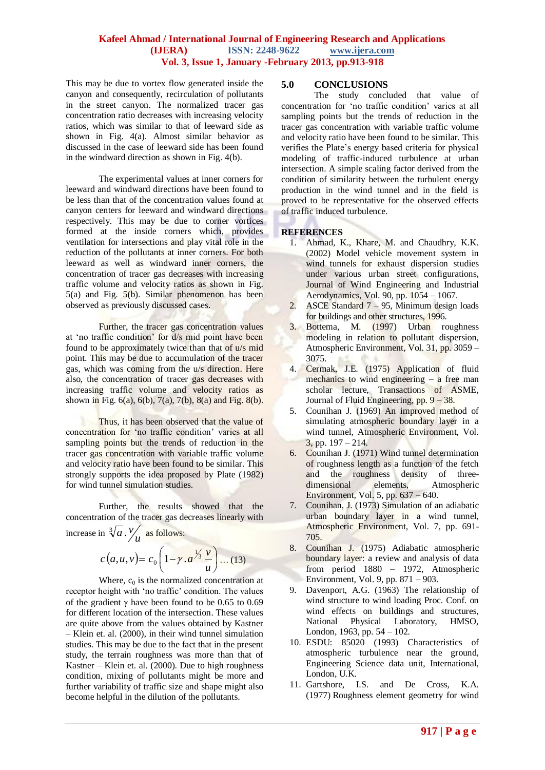This may be due to vortex flow generated inside the canyon and consequently, recirculation of pollutants in the street canyon. The normalized tracer gas concentration ratio decreases with increasing velocity ratios, which was similar to that of leeward side as shown in Fig. 4(a). Almost similar behavior as discussed in the case of leeward side has been found in the windward direction as shown in Fig. 4(b).

The experimental values at inner corners for leeward and windward directions have been found to be less than that of the concentration values found at canyon centers for leeward and windward directions respectively. This may be due to corner vortices formed at the inside corners which, provides ventilation for intersections and play vital role in the reduction of the pollutants at inner corners. For both leeward as well as windward inner corners, the concentration of tracer gas decreases with increasing traffic volume and velocity ratios as shown in Fig. 5(a) and Fig. 5(b). Similar phenomenon has been observed as previously discussed cases.

Further, the tracer gas concentration values at 'no traffic condition' for d/s mid point have been found to be approximately twice than that of u/s mid point. This may be due to accumulation of the tracer gas, which was coming from the u/s direction. Here also, the concentration of tracer gas decreases with increasing traffic volume and velocity ratios as shown in Fig. 6(a), 6(b), 7(a), 7(b), 8(a) and Fig. 8(b).

Thus, it has been observed that the value of concentration for 'no traffic condition' varies at all sampling points but the trends of reduction in the tracer gas concentration with variable traffic volume and velocity ratio have been found to be similar. This strongly supports the idea proposed by Plate (1982) for wind tunnel simulation studies.

Further, the results showed that the concentration of the tracer gas decreases linearly with increase in $\sqrt[3]{a}\,.\,v/u$ as follows:

$$c(a,u,v) = c_0\left(1 - \gamma\,.\,a^{1/3}\,\frac{v}{u}\right) \ldots (13)$$

Where, $c_0$ is the normalized concentration at receptor height with 'no traffic' condition. The values of the gradient $\gamma$ have been found to be 0.65 to 0.69 for different location of the intersection. These values are quite above from the values obtained by Kastner – Klein et. al. (2000), in their wind tunnel simulation studies. This may be due to the fact that in the present study, the terrain roughness was more than that of Kastner – Klein et. al. (2000). Due to high roughness condition, mixing of pollutants might be more and further variability of traffic size and shape might also become helpful in the dilution of the pollutants.

## 5.0 CONCLUSIONS

The study concluded that value of concentration for 'no traffic condition' varies at all sampling points but the trends of reduction in the tracer gas concentration with variable traffic volume and velocity ratio have been found to be similar. This verifies the Plate's energy based criteria for physical modeling of traffic-induced turbulence at urban intersection. A simple scaling factor derived from the condition of similarity between the turbulent energy production in the wind tunnel and in the field is proved to be representative for the observed effects of traffic induced turbulence.

## REFERENCES

1. Ahmad, K., Khare, M. and Chaudhry, K.K. (2002) Model vehicle movement system in wind tunnels for exhaust dispersion studies under various urban street configurations, Journal of Wind Engineering and Industrial Aerodynamics, Vol. 90, pp. 1054 – 1067.
2. ASCE Standard 7 – 95, Minimum design loads for buildings and other structures, 1996.
3. Bottema, M. (1997) Urban roughness modeling in relation to pollutant dispersion, Atmospheric Environment, Vol. 31, pp. 3059 – 3075.
4. Cermak, J.E. (1975) Application of fluid mechanics to wind engineering – a free man scholar lecture, Transactions of ASME, Journal of Fluid Engineering, pp. 9 – 38.
5. Counihan J. (1969) An improved method of simulating atmospheric boundary layer in a wind tunnel, Atmospheric Environment, Vol. 3, pp. 197 – 214.
6. Counihan J. (1971) Wind tunnel determination of roughness length as a function of the fetch and the roughness density of three-dimensional elements, Atmospheric Environment, Vol. 5, pp. 637 – 640.
7. Counihan, J. (1973) Simulation of an adiabatic urban boundary layer in a wind tunnel, Atmospheric Environment, Vol. 7, pp. 691-705.
8. Counihan J. (1975) Adiabatic atmospheric boundary layer: a review and analysis of data from period 1880 – 1972, Atmospheric Environment, Vol. 9, pp. 871 – 903.
9. Davenport, A.G. (1963) The relationship of wind structure to wind loading Proc. Conf. on wind effects on buildings and structures, National Physical Laboratory, HMSO, London, 1963, pp. 54 – 102.
10. ESDU: 85020 (1993) Characteristics of atmospheric turbulence near the ground, Engineering Science data unit, International, London, U.K.
11. Gartshore, I.S. and De Cross, K.A. (1977) Roughness element geometry for wind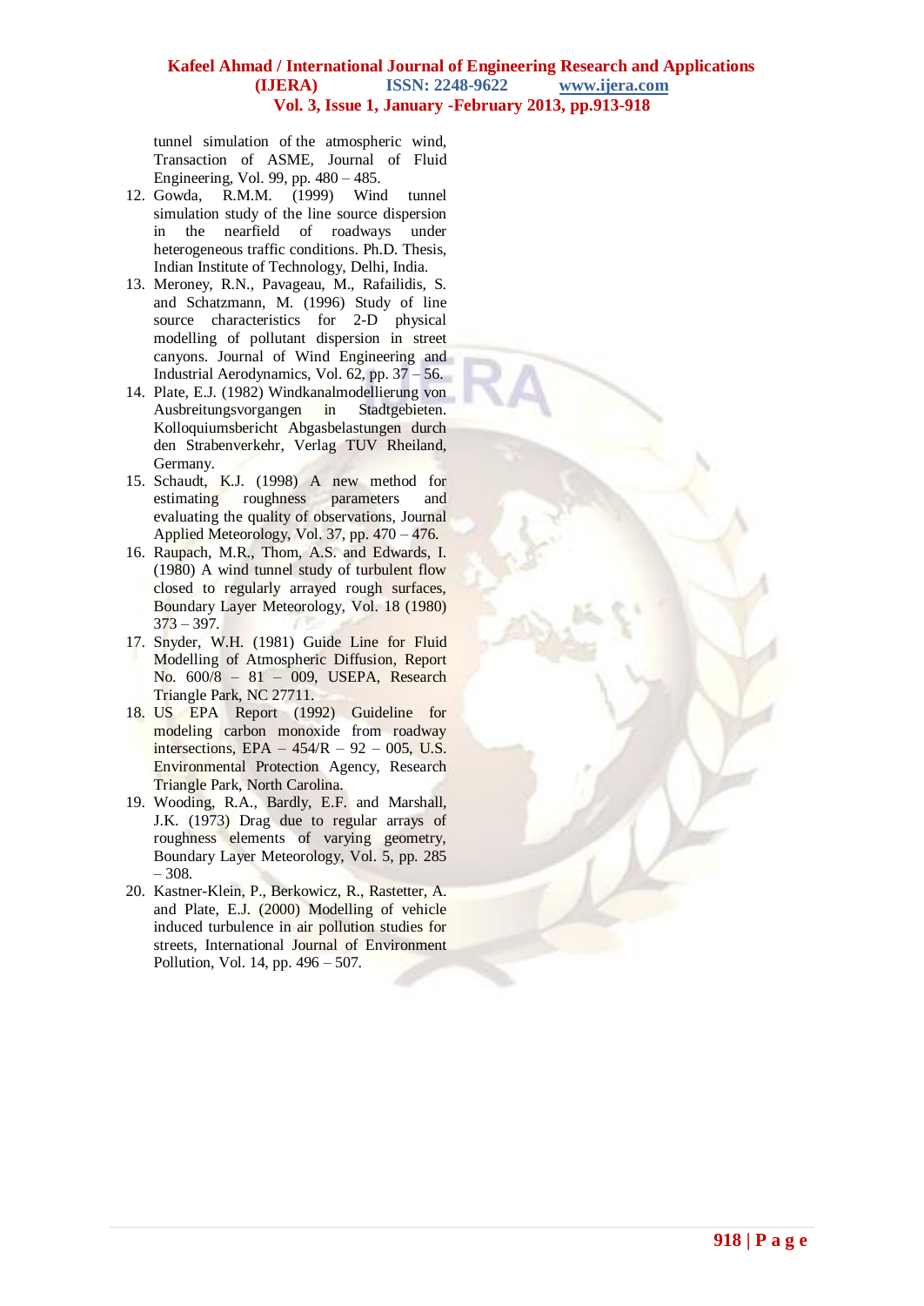tunnel simulation of the atmospheric wind, Transaction of ASME, Journal of Fluid Engineering, Vol. 99, pp. 480 – 485.

12. Gowda, R.M.M. (1999) Wind tunnel simulation study of the line source dispersion in the nearfield of roadways under heterogeneous traffic conditions. Ph.D. Thesis, Indian Institute of Technology, Delhi, India.
13. Meroney, R.N., Pavageau, M., Rafailidis, S. and Schatzmann, M. (1996) Study of line source characteristics for 2-D physical modelling of pollutant dispersion in street canyons. Journal of Wind Engineering and Industrial Aerodynamics, Vol. 62, pp. 37 – 56.
14. Plate, E.J. (1982) Windkanalmodellierung von Ausbreitungsvorgangen in Stadtgebieten. Kolloquiumsbericht Abgasbelastungen durch den Strabenverkehr, Verlag TUV Rheiland, Germany.
15. Schaudt, K.J. (1998) A new method for estimating roughness parameters and evaluating the quality of observations, Journal Applied Meteorology, Vol. 37, pp. 470 – 476.
16. Raupach, M.R., Thom, A.S. and Edwards, I. (1980) A wind tunnel study of turbulent flow closed to regularly arrayed rough surfaces, Boundary Layer Meteorology, Vol. 18 (1980) 373 – 397.
17. Snyder, W.H. (1981) Guide Line for Fluid Modelling of Atmospheric Diffusion, Report No. 600/8 – 81 – 009, USEPA, Research Triangle Park, NC 27711.
18. US EPA Report (1992) Guideline for modeling carbon monoxide from roadway intersections, EPA – 454/R – 92 – 005, U.S. Environmental Protection Agency, Research Triangle Park, North Carolina.
19. Wooding, R.A., Bardly, E.F. and Marshall, J.K. (1973) Drag due to regular arrays of roughness elements of varying geometry, Boundary Layer Meteorology, Vol. 5, pp. 285 – 308.
20. Kastner-Klein, P., Berkowicz, R., Rastetter, A. and Plate, E.J. (2000) Modelling of vehicle induced turbulence in air pollution studies for streets, International Journal of Environment Pollution, Vol. 14, pp. 496 – 507.